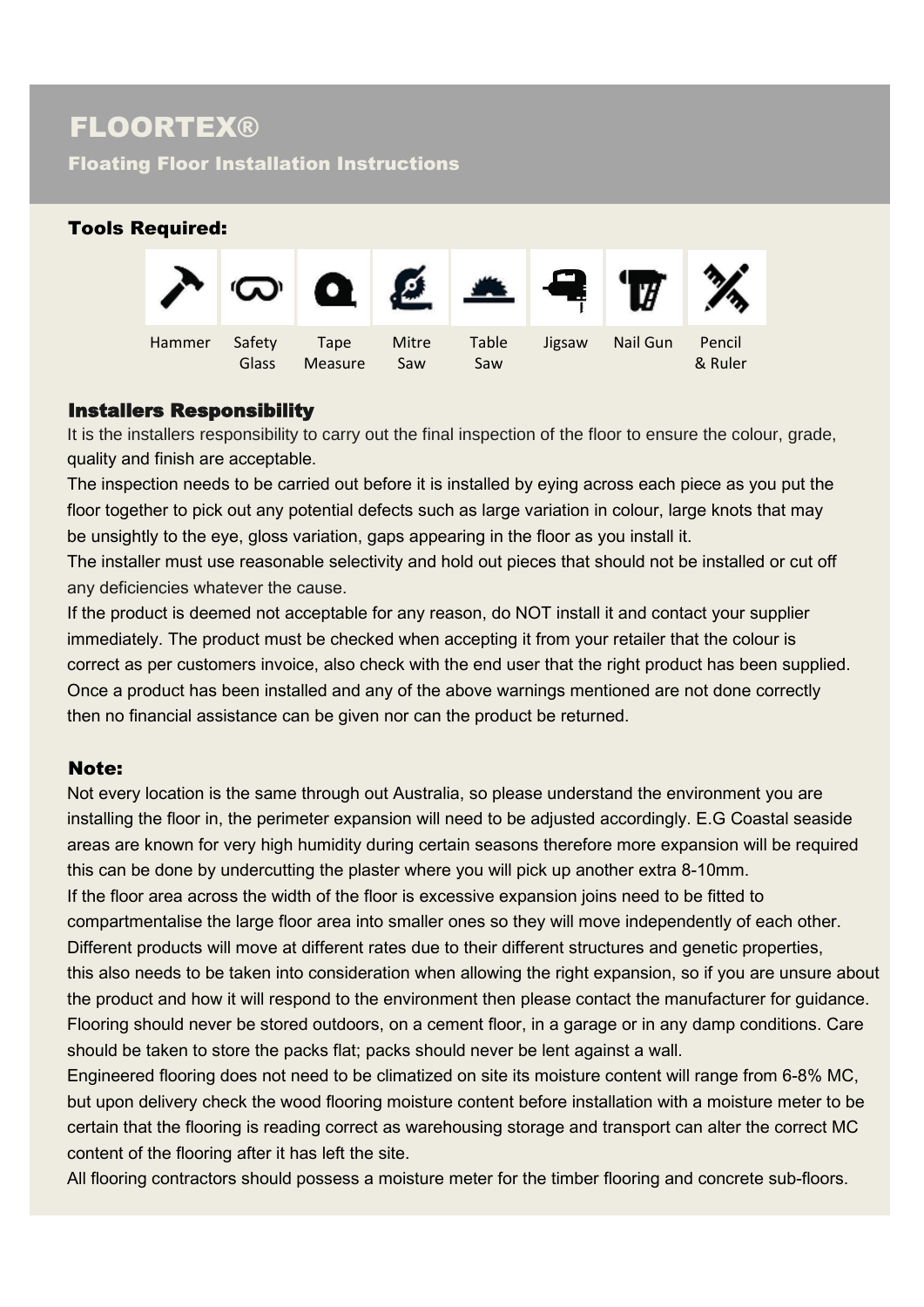# FLOORTEX®

## Floating Floor Installation Instructions

### Tools Required:

| Hammer | Safety Glass | Tape Measure | Mitre Saw | Table Saw | Jigsaw | Nail Gun | Pencil & Ruler |
|---|---|---|---|---|---|---|---|

### Installers Responsibility

It is the installers responsibility to carry out the final inspection of the floor to ensure the colour, grade, quality and finish are acceptable.
The inspection needs to be carried out before it is installed by eying across each piece as you put the floor together to pick out any potential defects such as large variation in colour, large knots that may be unsightly to the eye, gloss variation, gaps appearing in the floor as you install it.
The installer must use reasonable selectivity and hold out pieces that should not be installed or cut off any deficiencies whatever the cause.
If the product is deemed not acceptable for any reason, do NOT install it and contact your supplier immediately. The product must be checked when accepting it from your retailer that the colour is correct as per customers invoice, also check with the end user that the right product has been supplied.
Once a product has been installed and any of the above warnings mentioned are not done correctly then no financial assistance can be given nor can the product be returned.

### Note:

Not every location is the same through out Australia, so please understand the environment you are installing the floor in, the perimeter expansion will need to be adjusted accordingly. E.G Coastal seaside areas are known for very high humidity during certain seasons therefore more expansion will be required this can be done by undercutting the plaster where you will pick up another extra 8-10mm.
If the floor area across the width of the floor is excessive expansion joins need to be fitted to compartmentalise the large floor area into smaller ones so they will move independently of each other.
Different products will move at different rates due to their different structures and genetic properties, this also needs to be taken into consideration when allowing the right expansion, so if you are unsure about the product and how it will respond to the environment then please contact the manufacturer for guidance.
Flooring should never be stored outdoors, on a cement floor, in a garage or in any damp conditions. Care should be taken to store the packs flat; packs should never be lent against a wall.
Engineered flooring does not need to be climatized on site its moisture content will range from 6-8% MC, but upon delivery check the wood flooring moisture content before installation with a moisture meter to be certain that the flooring is reading correct as warehousing storage and transport can alter the correct MC content of the flooring after it has left the site.
All flooring contractors should possess a moisture meter for the timber flooring and concrete sub-floors.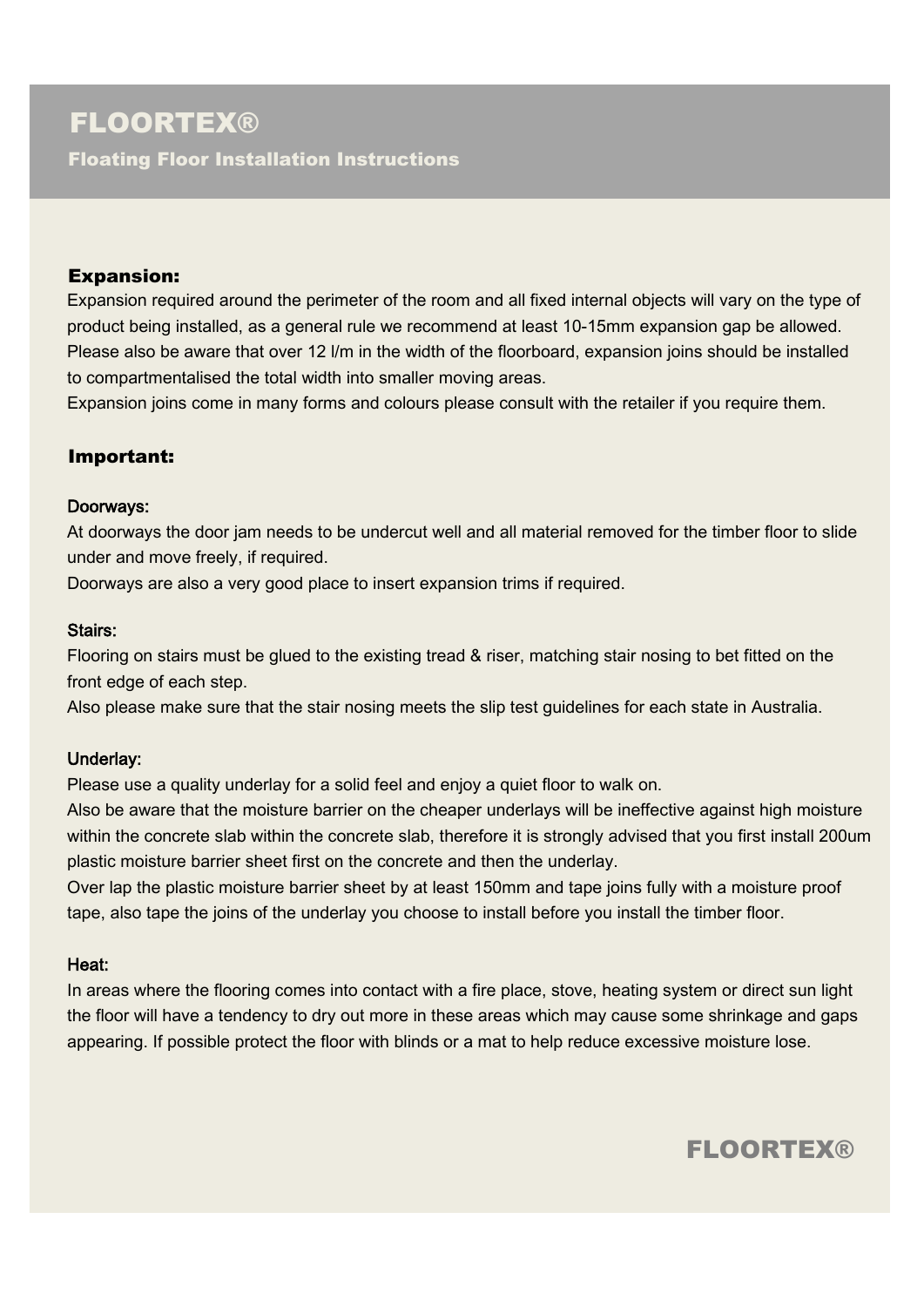# FLOORTEX®

## Floating Floor Installation Instructions

### Expansion:

Expansion required around the perimeter of the room and all fixed internal objects will vary on the type of product being installed, as a general rule we recommend at least 10-15mm expansion gap be allowed. Please also be aware that over 12 l/m in the width of the floorboard, expansion joins should be installed to compartmentalised the total width into smaller moving areas.
Expansion joins come in many forms and colours please consult with the retailer if you require them.

### Important:

#### Doorways:

At doorways the door jam needs to be undercut well and all material removed for the timber floor to slide under and move freely, if required.
Doorways are also a very good place to insert expansion trims if required.

#### Stairs:

Flooring on stairs must be glued to the existing tread & riser, matching stair nosing to bet fitted on the front edge of each step.
Also please make sure that the stair nosing meets the slip test guidelines for each state in Australia.

#### Underlay:

Please use a quality underlay for a solid feel and enjoy a quiet floor to walk on.
Also be aware that the moisture barrier on the cheaper underlays will be ineffective against high moisture within the concrete slab within the concrete slab, therefore it is strongly advised that you first install 200um plastic moisture barrier sheet first on the concrete and then the underlay.
Over lap the plastic moisture barrier sheet by at least 150mm and tape joins fully with a moisture proof tape, also tape the joins of the underlay you choose to install before you install the timber floor.

#### Heat:

In areas where the flooring comes into contact with a fire place, stove, heating system or direct sun light the floor will have a tendency to dry out more in these areas which may cause some shrinkage and gaps appearing. If possible protect the floor with blinds or a mat to help reduce excessive moisture lose.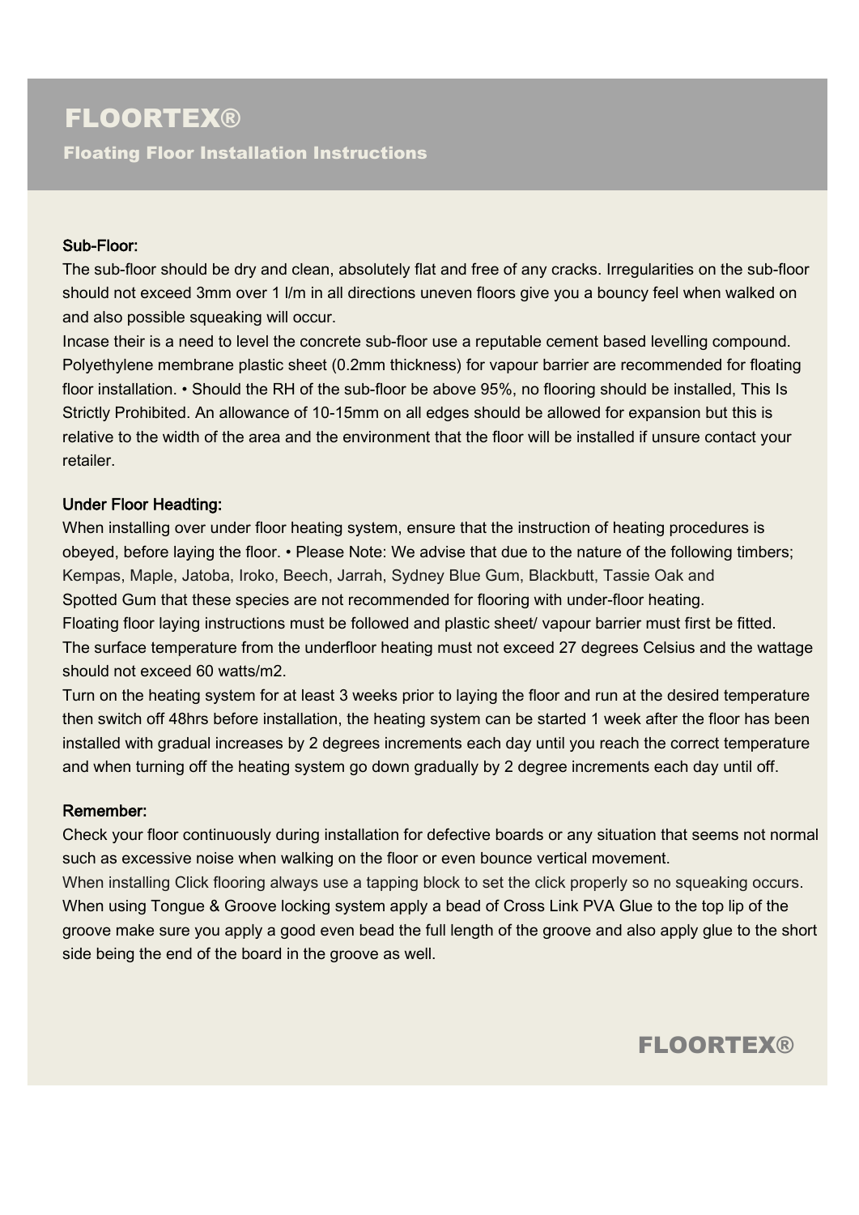# FLOORTEX®

## Floating Floor Installation Instructions

**Sub-Floor:**

The sub-floor should be dry and clean, absolutely flat and free of any cracks. Irregularities on the sub-floor should not exceed 3mm over 1 l/m in all directions uneven floors give you a bouncy feel when walked on and also possible squeaking will occur.

Incase their is a need to level the concrete sub-floor use a reputable cement based levelling compound. Polyethylene membrane plastic sheet (0.2mm thickness) for vapour barrier are recommended for floating floor installation. • Should the RH of the sub-floor be above 95%, no flooring should be installed, This Is Strictly Prohibited. An allowance of 10-15mm on all edges should be allowed for expansion but this is relative to the width of the area and the environment that the floor will be installed if unsure contact your retailer.

**Under Floor Headting:**

When installing over under floor heating system, ensure that the instruction of heating procedures is obeyed, before laying the floor. • Please Note: We advise that due to the nature of the following timbers; Kempas, Maple, Jatoba, Iroko, Beech, Jarrah, Sydney Blue Gum, Blackbutt, Tassie Oak and Spotted Gum that these species are not recommended for flooring with under-floor heating.

Floating floor laying instructions must be followed and plastic sheet/ vapour barrier must first be fitted.

The surface temperature from the underfloor heating must not exceed 27 degrees Celsius and the wattage should not exceed 60 watts/m2.

Turn on the heating system for at least 3 weeks prior to laying the floor and run at the desired temperature then switch off 48hrs before installation, the heating system can be started 1 week after the floor has been installed with gradual increases by 2 degrees increments each day until you reach the correct temperature and when turning off the heating system go down gradually by 2 degree increments each day until off.

**Remember:**

Check your floor continuously during installation for defective boards or any situation that seems not normal such as excessive noise when walking on the floor or even bounce vertical movement.

When installing Click flooring always use a tapping block to set the click properly so no squeaking occurs.

When using Tongue & Groove locking system apply a bead of Cross Link PVA Glue to the top lip of the groove make sure you apply a good even bead the full length of the groove and also apply glue to the short side being the end of the board in the groove as well.

**FLOORTEX®**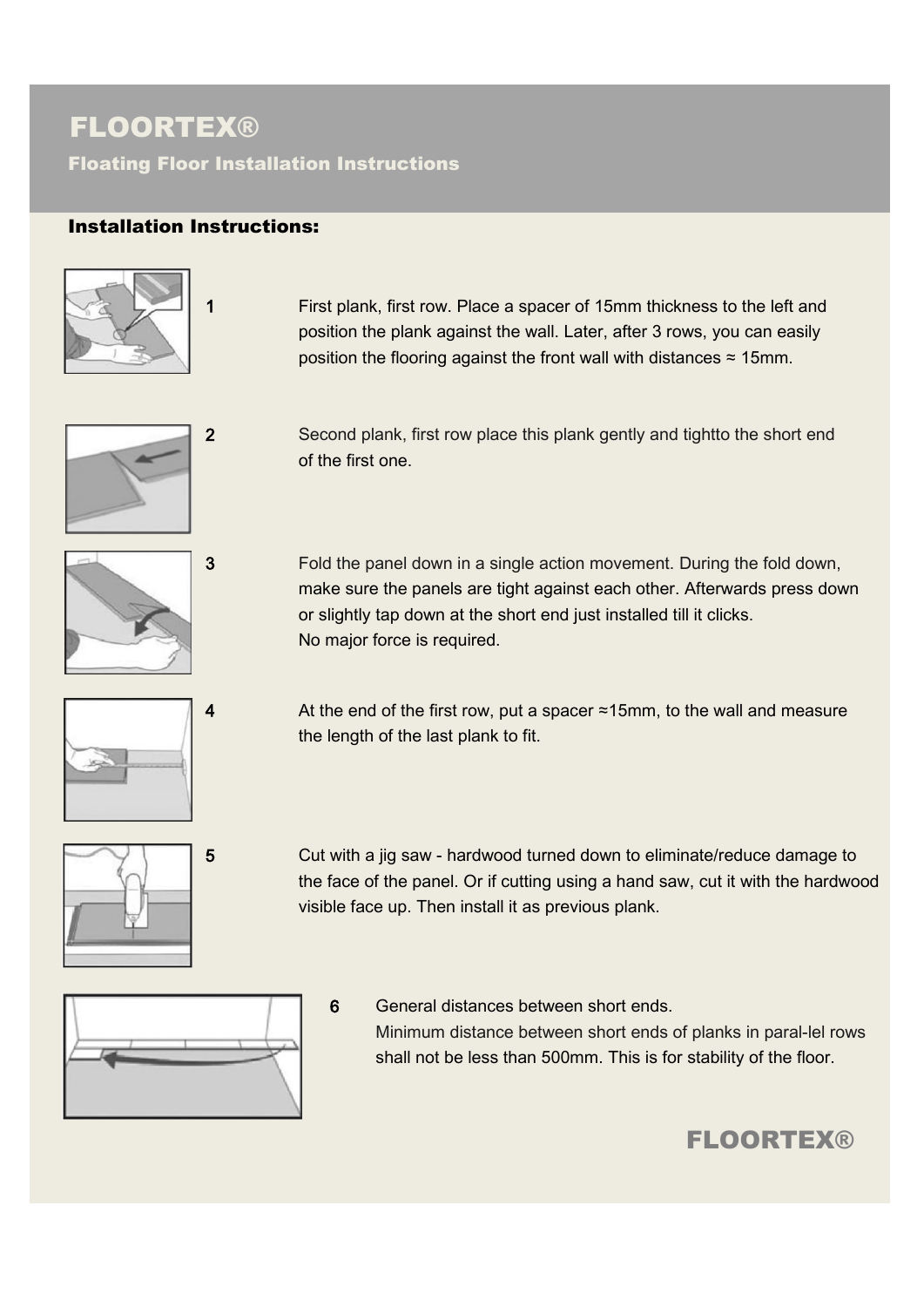# FLOORTEX®

## Floating Floor Installation Instructions

### Installation Instructions:

1. First plank, first row. Place a spacer of 15mm thickness to the left and position the plank against the wall. Later, after 3 rows, you can easily position the flooring against the front wall with distances ≈ 15mm.

2. Second plank, first row place this plank gently and tightto the short end of the first one.

3. Fold the panel down in a single action movement. During the fold down, make sure the panels are tight against each other. Afterwards press down or slightly tap down at the short end just installed till it clicks.
   No major force is required.

4. At the end of the first row, put a spacer ≈15mm, to the wall and measure the length of the last plank to fit.

5. Cut with a jig saw - hardwood turned down to eliminate/reduce damage to the face of the panel. Or if cutting using a hand saw, cut it with the hardwood visible face up. Then install it as previous plank.

6. General distances between short ends.
   Minimum distance between short ends of planks in paral-lel rows shall not be less than 500mm. This is for stability of the floor.

**FLOORTEX®**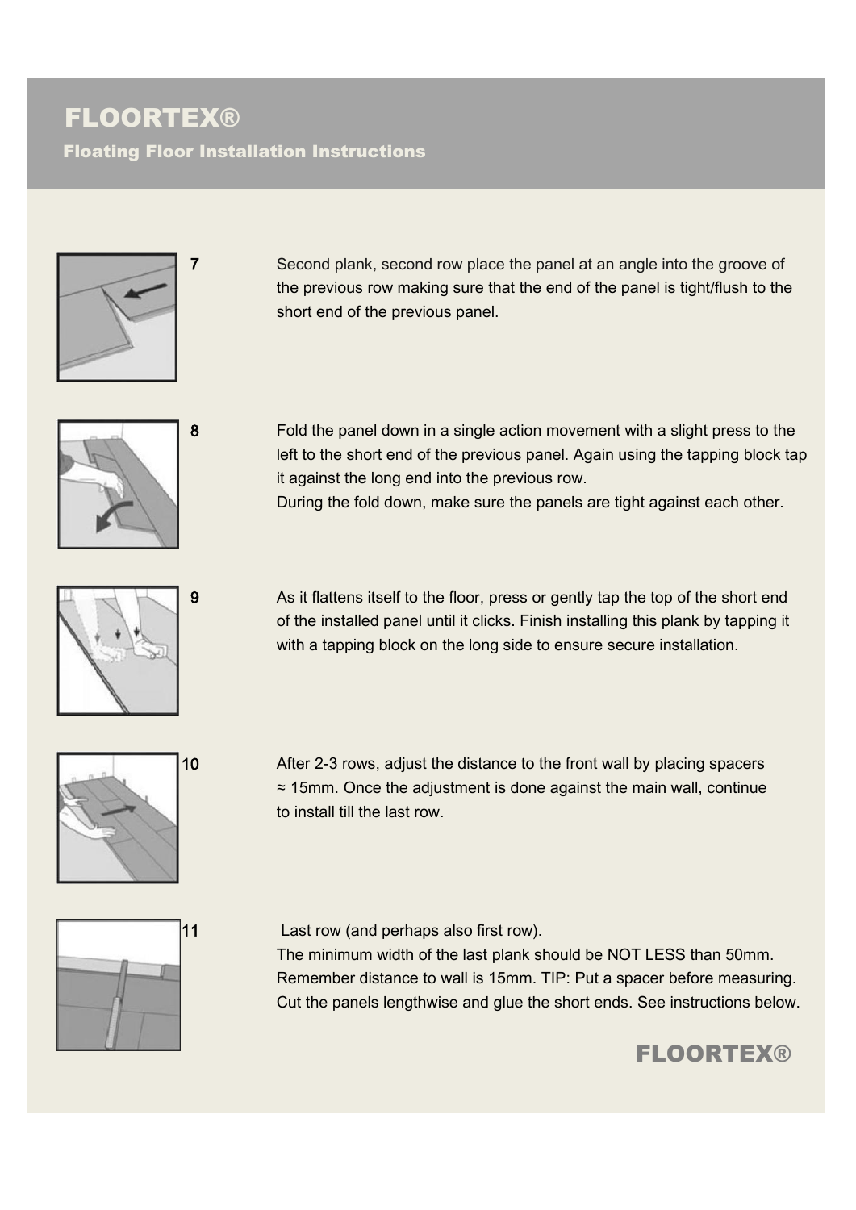# FLOORTEX®

## Floating Floor Installation Instructions

7. Second plank, second row place the panel at an angle into the groove of the previous row making sure that the end of the panel is tight/flush to the short end of the previous panel.

8. Fold the panel down in a single action movement with a slight press to the left to the short end of the previous panel. Again using the tapping block tap it against the long end into the previous row.
During the fold down, make sure the panels are tight against each other.

9. As it flattens itself to the floor, press or gently tap the top of the short end of the installed panel until it clicks. Finish installing this plank by tapping it with a tapping block on the long side to ensure secure installation.

10. After 2-3 rows, adjust the distance to the front wall by placing spacers ≈ 15mm. Once the adjustment is done against the main wall, continue to install till the last row.

11. Last row (and perhaps also first row).
The minimum width of the last plank should be NOT LESS than 50mm.
Remember distance to wall is 15mm. TIP: Put a spacer before measuring.
Cut the panels lengthwise and glue the short ends. See instructions below.

**FLOORTEX®**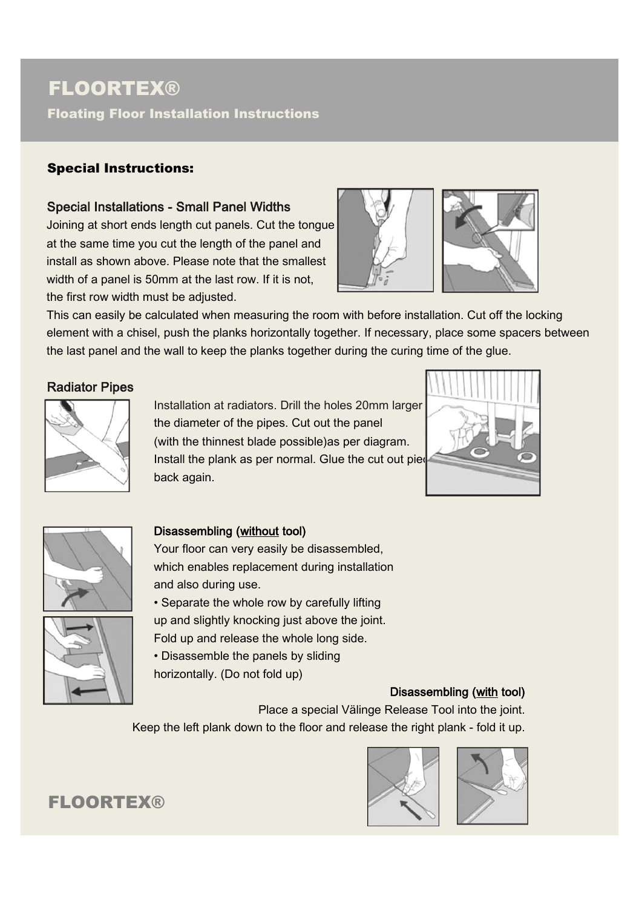# FLOORTEX®

## Floating Floor Installation Instructions

### Special Instructions:

#### Special Installations - Small Panel Widths

Joining at short ends length cut panels. Cut the tongue at the same time you cut the length of the panel and install as shown above. Please note that the smallest width of a panel is 50mm at the last row. If it is not, the first row width must be adjusted.

This can easily be calculated when measuring the room with before installation. Cut off the locking element with a chisel, push the planks horizontally together. If necessary, place some spacers between the last panel and the wall to keep the planks together during the curing time of the glue.

#### Radiator Pipes

Installation at radiators. Drill the holes 20mm larger the diameter of the pipes. Cut out the panel (with the thinnest blade possible)as per diagram. Install the plank as per normal. Glue the cut out piece back again.

#### Disassembling (without tool)

Your floor can very easily be disassembled, which enables replacement during installation and also during use.

- Separate the whole row by carefully lifting up and slightly knocking just above the joint. Fold up and release the whole long side.
- Disassemble the panels by sliding horizontally. (Do not fold up)

#### Disassembling (with tool)

Place a special Välinge Release Tool into the joint.
Keep the left plank down to the floor and release the right plank - fold it up.

FLOORTEX®